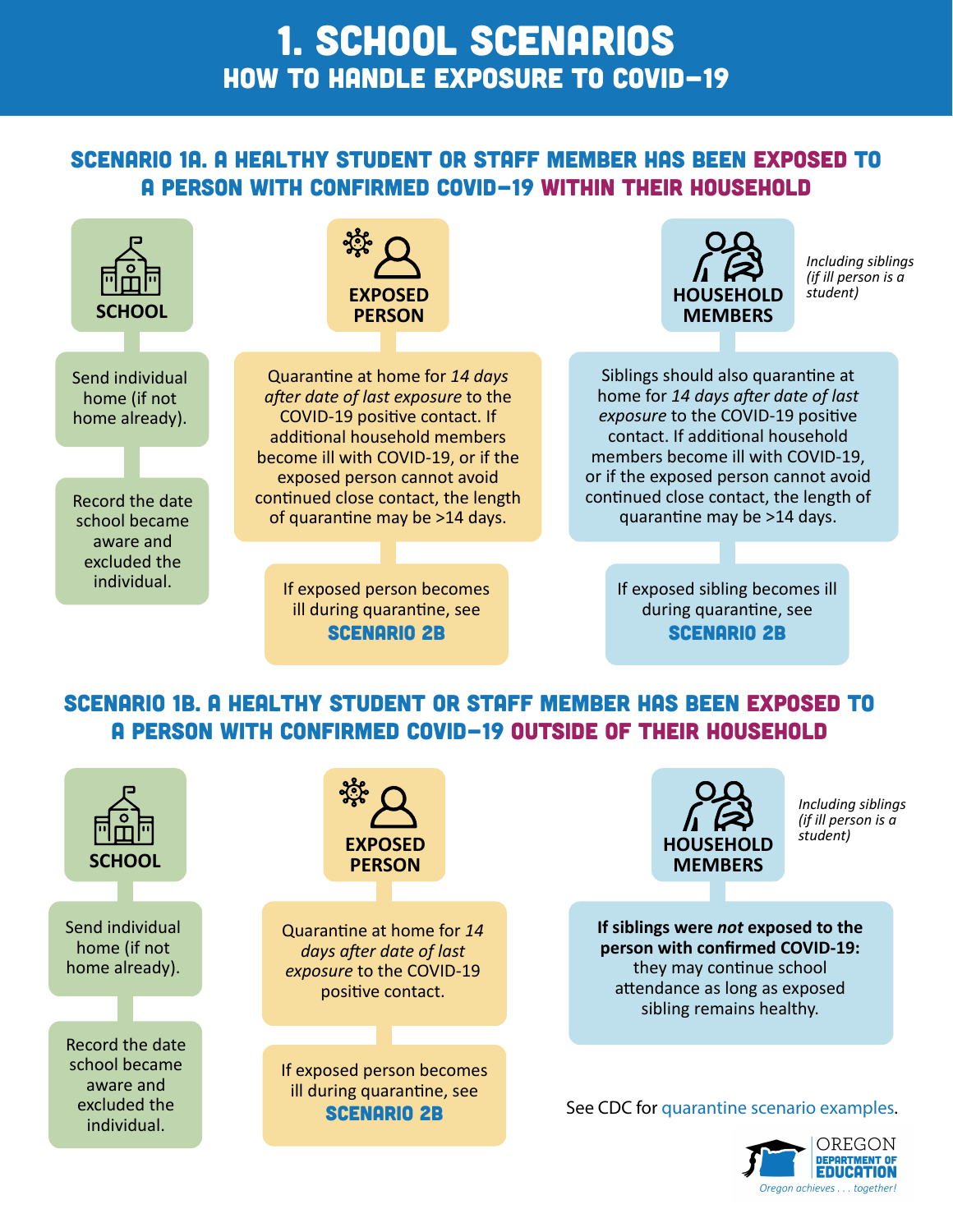# 1. SCHOOL SCENARIOS
## HOW TO HANDLE EXPOSURE TO COVID-19

### SCENARIO 1A. A HEALTHY STUDENT OR STAFF MEMBER HAS BEEN EXPOSED TO A PERSON WITH CONFIRMED COVID-19 WITHIN THEIR HOUSEHOLD

**SCHOOL**

Send individual home (if not home already).

Record the date school became aware and excluded the individual.

**EXPOSED PERSON**

Quarantine at home for *14 days after date of last exposure* to the COVID-19 positive contact. If additional household members become ill with COVID-19, or if the exposed person cannot avoid continued close contact, the length of quarantine may be >14 days.

If exposed person becomes ill during quarantine, see **SCENARIO 2B**

**HOUSEHOLD MEMBERS**

*Including siblings (if ill person is a student)*

Siblings should also quarantine at home for *14 days after date of last exposure* to the COVID-19 positive contact. If additional household members become ill with COVID-19, or if the exposed person cannot avoid continued close contact, the length of quarantine may be >14 days.

If exposed sibling becomes ill during quarantine, see **SCENARIO 2B**

### SCENARIO 1B. A HEALTHY STUDENT OR STAFF MEMBER HAS BEEN EXPOSED TO A PERSON WITH CONFIRMED COVID-19 OUTSIDE OF THEIR HOUSEHOLD

**SCHOOL**

Send individual home (if not home already).

Record the date school became aware and excluded the individual.

**EXPOSED PERSON**

Quarantine at home for *14 days after date of last exposure* to the COVID-19 positive contact.

If exposed person becomes ill during quarantine, see **SCENARIO 2B**

**HOUSEHOLD MEMBERS**

*Including siblings (if ill person is a student)*

**If siblings were *not* exposed to the person with confirmed COVID-19:** they may continue school attendance as long as exposed sibling remains healthy.

See CDC for quarantine scenario examples.

OREGON DEPARTMENT OF EDUCATION
*Oregon achieves . . . together!*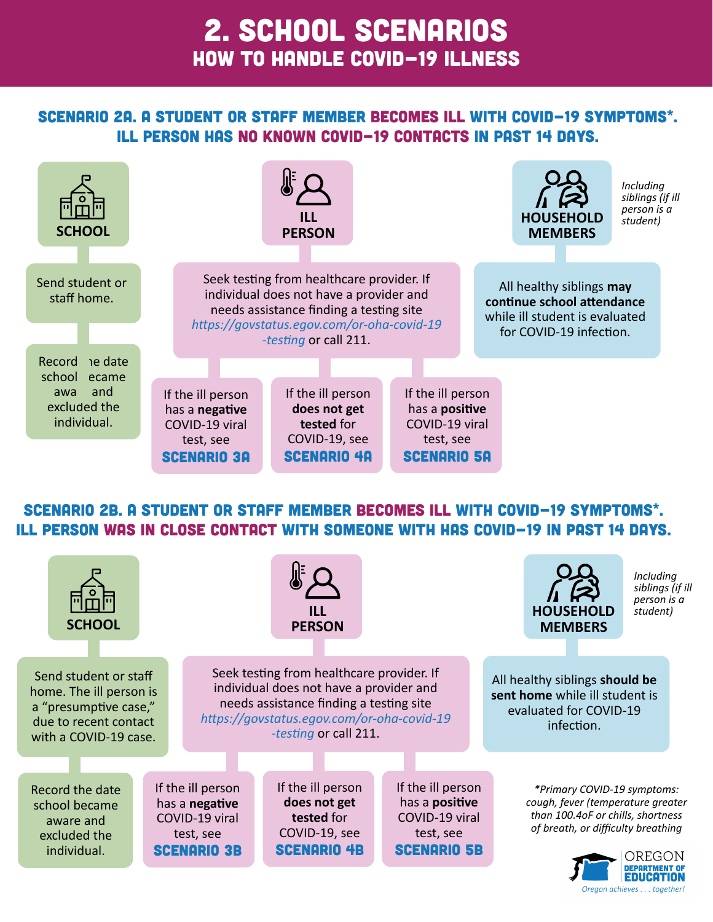# 2. SCHOOL SCENARIOS
## HOW TO HANDLE COVID-19 ILLNESS

### SCENARIO 2A. A STUDENT OR STAFF MEMBER BECOMES ILL WITH COVID-19 SYMPTOMS*. ILL PERSON HAS NO KNOWN COVID-19 CONTACTS IN PAST 14 DAYS.

**SCHOOL**

- Send student or staff home.
- Record the date school became aware and excluded the individual.

**ILL PERSON**

Seek testing from healthcare provider. If individual does not have a provider and needs assistance finding a testing site *https://govstatus.egov.com/or-oha-covid-19-testing* or call 211.

- If the ill person has a **negative** COVID-19 viral test, see **SCENARIO 3A**
- If the ill person **does not get tested** for COVID-19, see **SCENARIO 4A**
- If the ill person has a **positive** COVID-19 viral test, see **SCENARIO 5A**

**HOUSEHOLD MEMBERS**

*Including siblings (if ill person is a student)*

All healthy siblings **may continue school attendance** while ill student is evaluated for COVID-19 infection.

### SCENARIO 2B. A STUDENT OR STAFF MEMBER BECOMES ILL WITH COVID-19 SYMPTOMS*. ILL PERSON WAS IN CLOSE CONTACT WITH SOMEONE WITH HAS COVID-19 IN PAST 14 DAYS.

**SCHOOL**

- Send student or staff home. The ill person is a "presumptive case," due to recent contact with a COVID-19 case.
- Record the date school became aware and excluded the individual.

**ILL PERSON**

Seek testing from healthcare provider. If individual does not have a provider and needs assistance finding a testing site *https://govstatus.egov.com/or-oha-covid-19-testing* or call 211.

- If the ill person has a **negative** COVID-19 viral test, see **SCENARIO 3B**
- If the ill person **does not get tested** for COVID-19, see **SCENARIO 4B**
- If the ill person has a **positive** COVID-19 viral test, see **SCENARIO 5B**

**HOUSEHOLD MEMBERS**

*Including siblings (if ill person is a student)*

All healthy siblings **should be sent home** while ill student is evaluated for COVID-19 infection.

*\*Primary COVID-19 symptoms: cough, fever (temperature greater than 100.4oF or chills, shortness of breath, or difficulty breathing*

OREGON DEPARTMENT OF EDUCATION
*Oregon achieves . . . together!*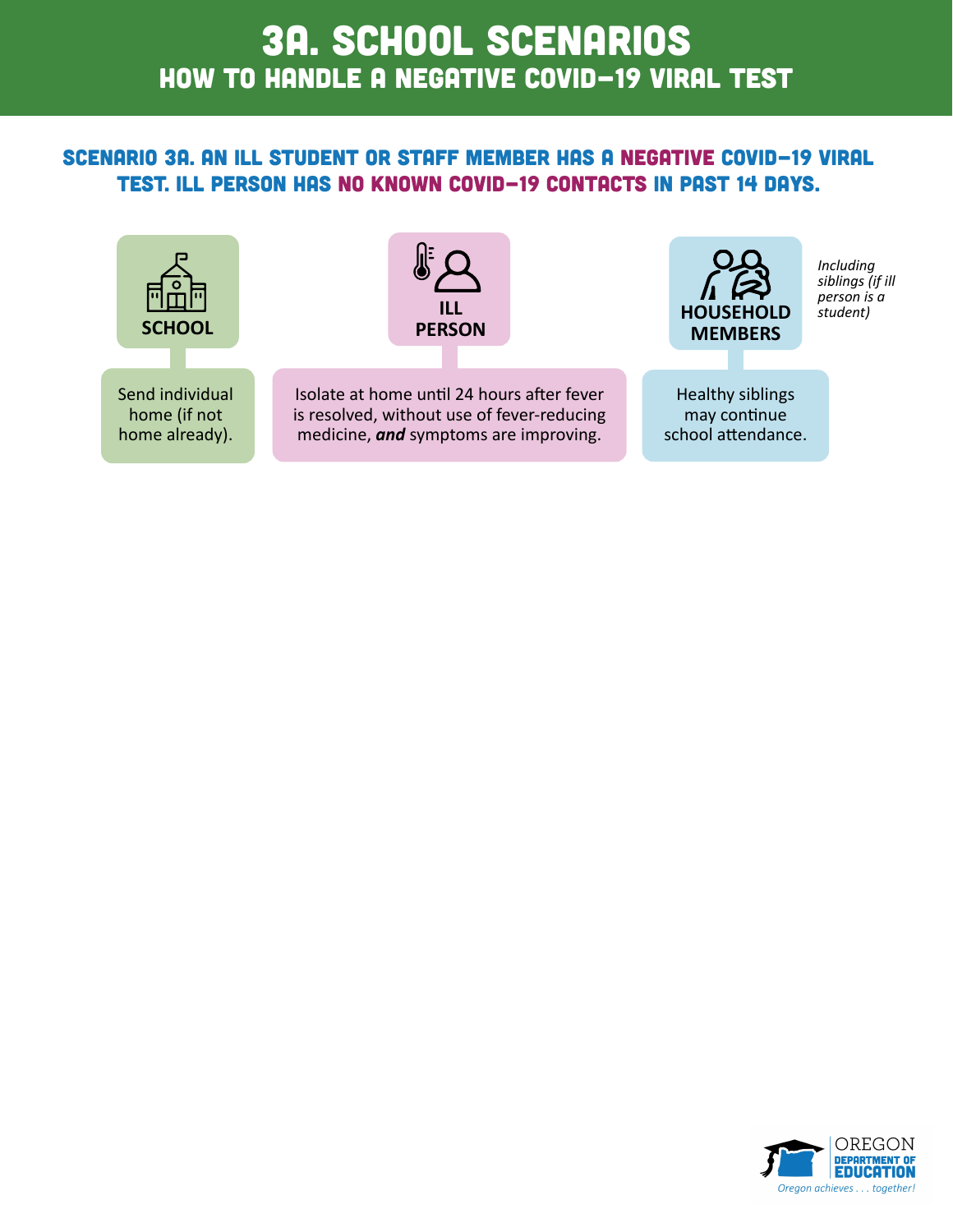# 3A. SCHOOL SCENARIOS
## HOW TO HANDLE A NEGATIVE COVID-19 VIRAL TEST

### SCENARIO 3A. AN ILL STUDENT OR STAFF MEMBER HAS A NEGATIVE COVID-19 VIRAL TEST. ILL PERSON HAS NO KNOWN COVID-19 CONTACTS IN PAST 14 DAYS.

**SCHOOL**

Send individual home (if not home already).

**ILL PERSON**

Isolate at home until 24 hours after fever is resolved, without use of fever-reducing medicine, ***and*** symptoms are improving.

**HOUSEHOLD MEMBERS**

*Including siblings (if ill person is a student)*

Healthy siblings may continue school attendance.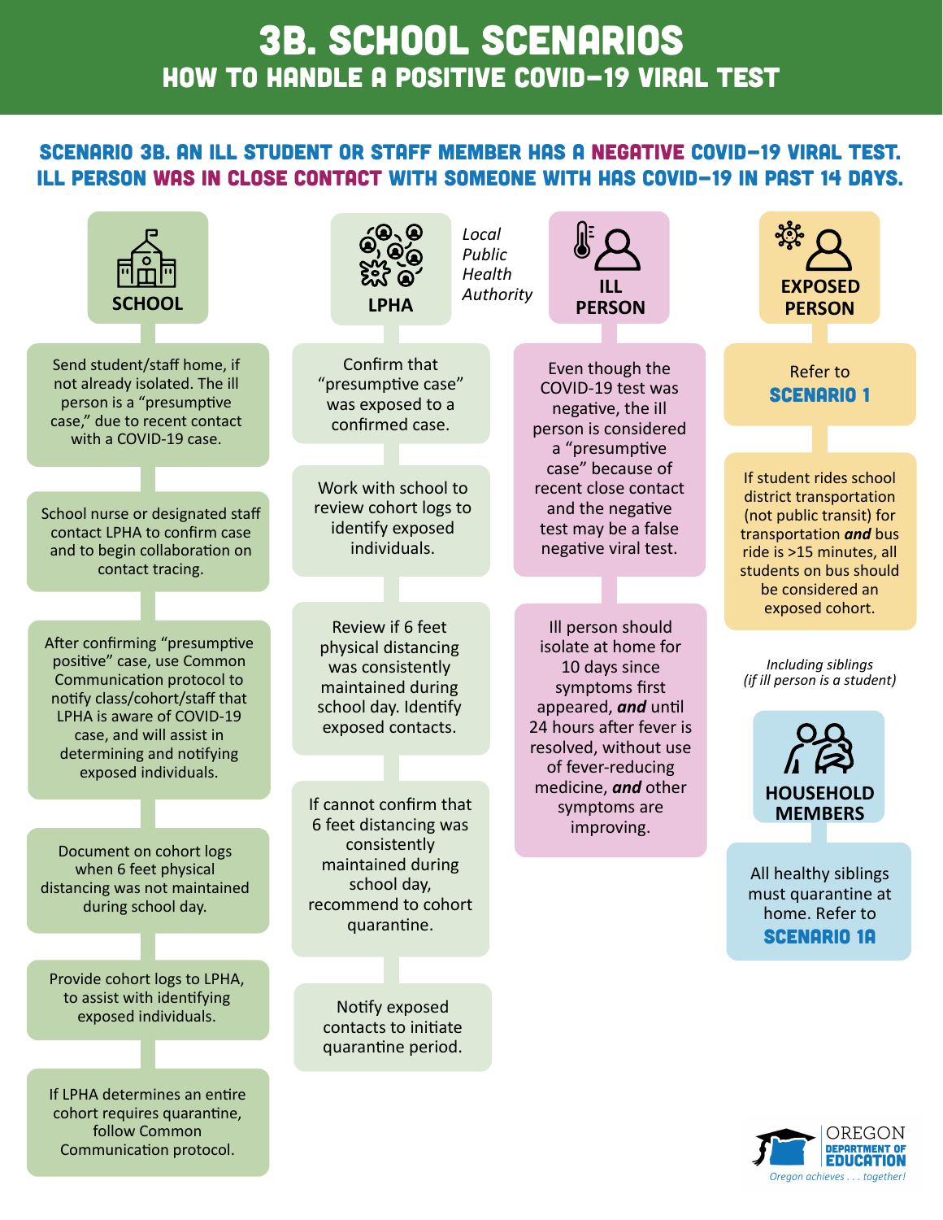# 3B. SCHOOL SCENARIOS

## HOW TO HANDLE A POSITIVE COVID-19 VIRAL TEST

### SCENARIO 3B. AN ILL STUDENT OR STAFF MEMBER HAS A NEGATIVE COVID-19 VIRAL TEST. ILL PERSON WAS IN CLOSE CONTACT WITH SOMEONE WITH HAS COVID-19 IN PAST 14 DAYS.

#### SCHOOL

- Send student/staff home, if not already isolated. The ill person is a "presumptive case," due to recent contact with a COVID-19 case.
- School nurse or designated staff contact LPHA to confirm case and to begin collaboration on contact tracing.
- After confirming "presumptive positive" case, use Common Communication protocol to notify class/cohort/staff that LPHA is aware of COVID-19 case, and will assist in determining and notifying exposed individuals.
- Document on cohort logs when 6 feet physical distancing was not maintained during school day.
- Provide cohort logs to LPHA, to assist with identifying exposed individuals.
- If LPHA determines an entire cohort requires quarantine, follow Common Communication protocol.

#### LPHA

*Local Public Health Authority*

- Confirm that "presumptive case" was exposed to a confirmed case.
- Work with school to review cohort logs to identify exposed individuals.
- Review if 6 feet physical distancing was consistently maintained during school day. Identify exposed contacts.
- If cannot confirm that 6 feet distancing was consistently maintained during school day, recommend to cohort quarantine.
- Notify exposed contacts to initiate quarantine period.

#### ILL PERSON

- Even though the COVID-19 test was negative, the ill person is considered a "presumptive case" because of recent close contact and the negative test may be a false negative viral test.
- Ill person should isolate at home for 10 days since symptoms first appeared, ***and*** until 24 hours after fever is resolved, without use of fever-reducing medicine, ***and*** other symptoms are improving.

#### EXPOSED PERSON

- Refer to **SCENARIO 1**
- If student rides school district transportation (not public transit) for transportation ***and*** bus ride is >15 minutes, all students on bus should be considered an exposed cohort.

*Including siblings (if ill person is a student)*

#### HOUSEHOLD MEMBERS

- All healthy siblings must quarantine at home. Refer to **SCENARIO 1A**

OREGON DEPARTMENT OF EDUCATION
*Oregon achieves . . . together!*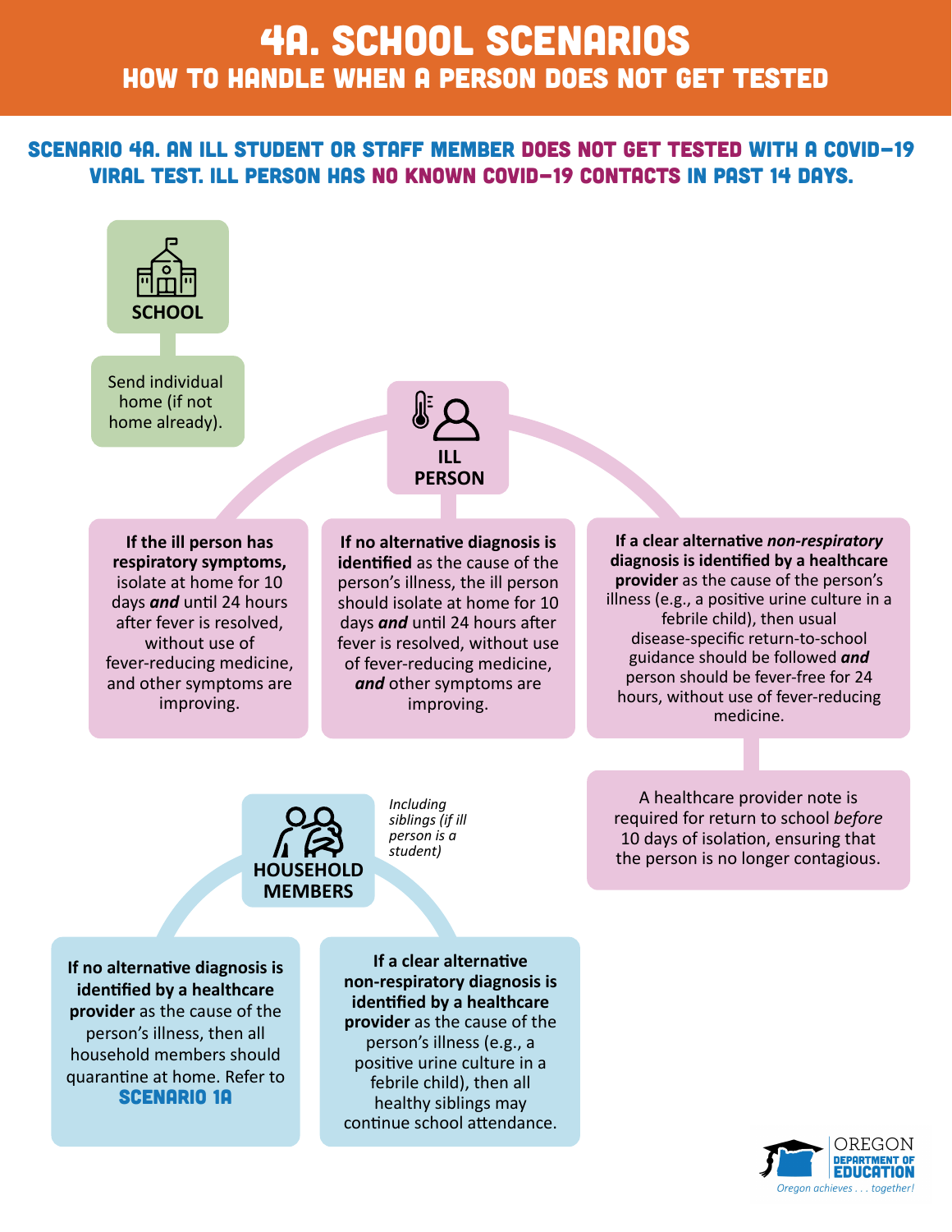# 4A. SCHOOL SCENARIOS

## HOW TO HANDLE WHEN A PERSON DOES NOT GET TESTED

### SCENARIO 4A. AN ILL STUDENT OR STAFF MEMBER DOES NOT GET TESTED WITH A COVID-19 VIRAL TEST. ILL PERSON HAS NO KNOWN COVID-19 CONTACTS IN PAST 14 DAYS.

**SCHOOL**

Send individual home (if not home already).

**ILL PERSON**

**If the ill person has respiratory symptoms,** isolate at home for 10 days ***and*** until 24 hours after fever is resolved, without use of fever-reducing medicine, and other symptoms are improving.

**If no alternative diagnosis is identified** as the cause of the person's illness, the ill person should isolate at home for 10 days ***and*** until 24 hours after fever is resolved, without use of fever-reducing medicine, ***and*** other symptoms are improving.

**If a clear alternative *non-respiratory* diagnosis is identified by a healthcare provider** as the cause of the person's illness (e.g., a positive urine culture in a febrile child), then usual disease-specific return-to-school guidance should be followed ***and*** person should be fever-free for 24 hours, without use of fever-reducing medicine.

A healthcare provider note is required for return to school *before* 10 days of isolation, ensuring that the person is no longer contagious.

**HOUSEHOLD MEMBERS**

*Including siblings (if ill person is a student)*

**If no alternative diagnosis is identified by a healthcare provider** as the cause of the person's illness, then all household members should quarantine at home. Refer to **SCENARIO 1A**

**If a clear alternative non-respiratory diagnosis is identified by a healthcare provider** as the cause of the person's illness (e.g., a positive urine culture in a febrile child), then all healthy siblings may continue school attendance.

OREGON DEPARTMENT OF EDUCATION
*Oregon achieves . . . together!*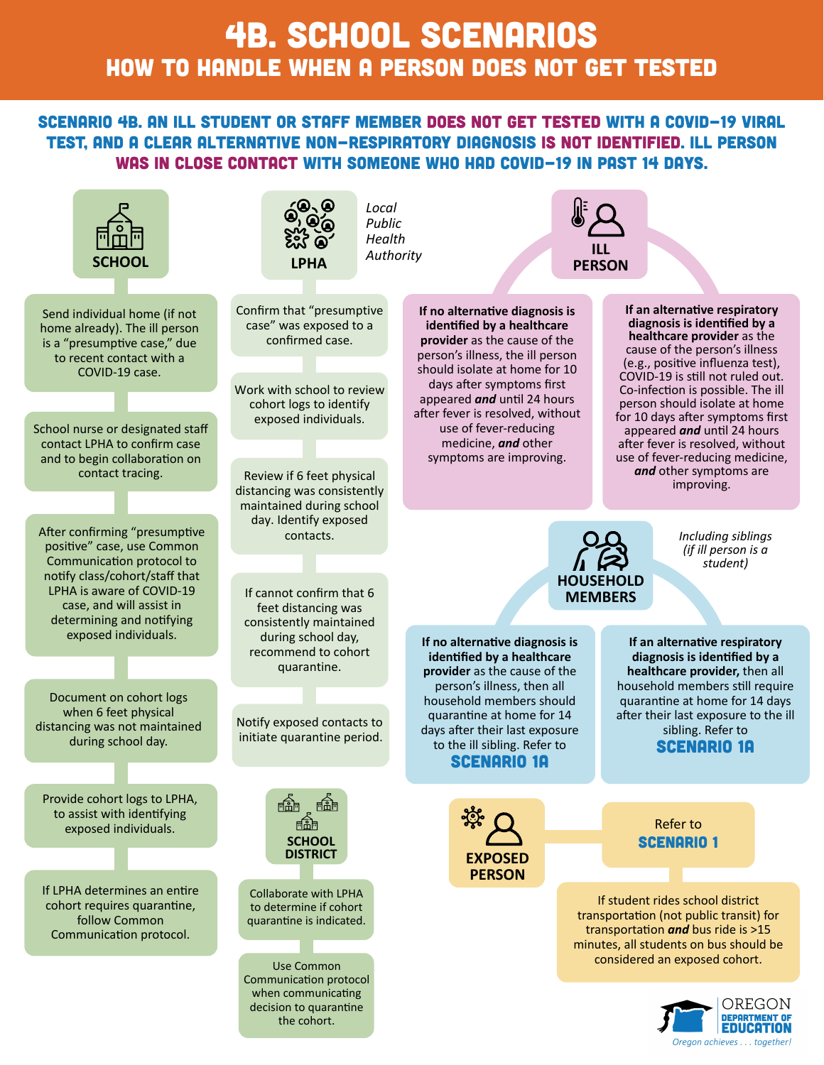# 4B. SCHOOL SCENARIOS

## HOW TO HANDLE WHEN A PERSON DOES NOT GET TESTED

### SCENARIO 4B. AN ILL STUDENT OR STAFF MEMBER DOES NOT GET TESTED WITH A COVID-19 VIRAL TEST, AND A CLEAR ALTERNATIVE NON-RESPIRATORY DIAGNOSIS IS NOT IDENTIFIED. ILL PERSON WAS IN CLOSE CONTACT WITH SOMEONE WHO HAD COVID-19 IN PAST 14 DAYS.

### SCHOOL

- Send individual home (if not home already). The ill person is a "presumptive case," due to recent contact with a COVID-19 case.
- School nurse or designated staff contact LPHA to confirm case and to begin collaboration on contact tracing.
- After confirming "presumptive positive" case, use Common Communication protocol to notify class/cohort/staff that LPHA is aware of COVID-19 case, and will assist in determining and notifying exposed individuals.
- Document on cohort logs when 6 feet physical distancing was not maintained during school day.
- Provide cohort logs to LPHA, to assist with identifying exposed individuals.
- If LPHA determines an entire cohort requires quarantine, follow Common Communication protocol.

### LPHA

*Local Public Health Authority*

- Confirm that "presumptive case" was exposed to a confirmed case.
- Work with school to review cohort logs to identify exposed individuals.
- Review if 6 feet physical distancing was consistently maintained during school day. Identify exposed contacts.
- If cannot confirm that 6 feet distancing was consistently maintained during school day, recommend to cohort quarantine.
- Notify exposed contacts to initiate quarantine period.

### SCHOOL DISTRICT

- Collaborate with LPHA to determine if cohort quarantine is indicated.
- Use Common Communication protocol when communicating decision to quarantine the cohort.

### ILL PERSON

- **If no alternative diagnosis is identified by a healthcare provider** as the cause of the person's illness, the ill person should isolate at home for 10 days after symptoms first appeared ***and*** until 24 hours after fever is resolved, without use of fever-reducing medicine, ***and*** other symptoms are improving.
- **If an alternative respiratory diagnosis is identified by a healthcare provider** as the cause of the person's illness (e.g., positive influenza test), COVID-19 is still not ruled out. Co-infection is possible. The ill person should isolate at home for 10 days after symptoms first appeared ***and*** until 24 hours after fever is resolved, without use of fever-reducing medicine, ***and*** other symptoms are improving.

### HOUSEHOLD MEMBERS

*Including siblings (if ill person is a student)*

- **If no alternative diagnosis is identified by a healthcare provider** as the cause of the person's illness, then all household members should quarantine at home for 14 days after their last exposure to the ill sibling. Refer to **SCENARIO 1A**
- **If an alternative respiratory diagnosis is identified by a healthcare provider,** then all household members still require quarantine at home for 14 days after their last exposure to the ill sibling. Refer to **SCENARIO 1A**

### EXPOSED PERSON

- Refer to **SCENARIO 1**
- If student rides school district transportation (not public transit) for transportation ***and*** bus ride is >15 minutes, all students on bus should be considered an exposed cohort.

OREGON DEPARTMENT OF EDUCATION

*Oregon achieves . . . together!*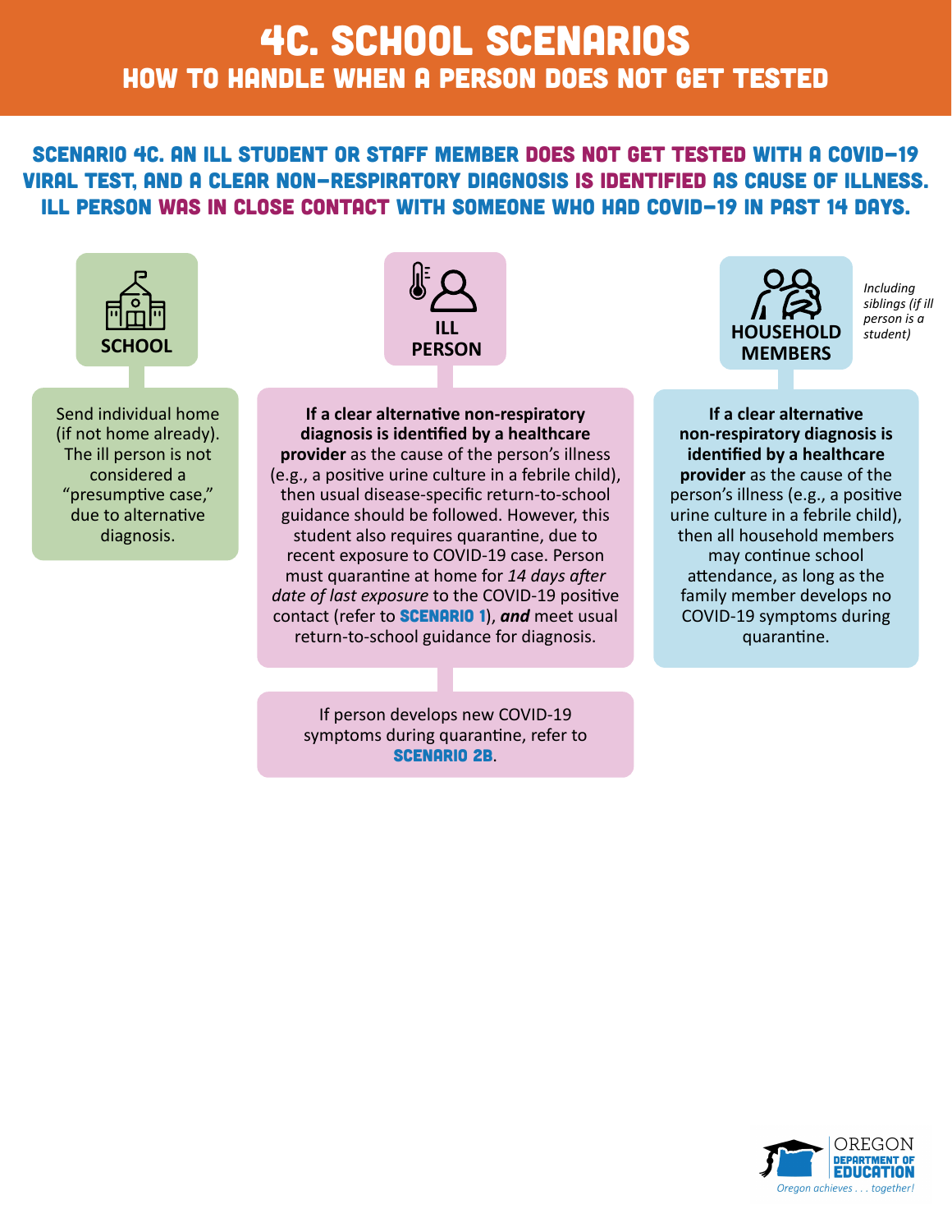# 4C. School Scenarios

## How to Handle When a Person Does Not Get Tested

### Scenario 4C. An ill student or staff member does not get tested with a COVID-19 viral test, and a clear non-respiratory diagnosis is identified as cause of illness. Ill person was in close contact with someone who had COVID-19 in past 14 days.

**SCHOOL**

Send individual home (if not home already). The ill person is not considered a "presumptive case," due to alternative diagnosis.

**ILL PERSON**

**If a clear alternative non-respiratory diagnosis is identified by a healthcare provider** as the cause of the person's illness (e.g., a positive urine culture in a febrile child), then usual disease-specific return-to-school guidance should be followed. However, this student also requires quarantine, due to recent exposure to COVID-19 case. Person must quarantine at home for *14 days after date of last exposure* to the COVID-19 positive contact (refer to **Scenario 1**), ***and*** meet usual return-to-school guidance for diagnosis.

If person develops new COVID-19 symptoms during quarantine, refer to **Scenario 2B**.

**HOUSEHOLD MEMBERS**

*Including siblings (if ill person is a student)*

**If a clear alternative non-respiratory diagnosis is identified by a healthcare provider** as the cause of the person's illness (e.g., a positive urine culture in a febrile child), then all household members may continue school attendance, as long as the family member develops no COVID-19 symptoms during quarantine.

OREGON DEPARTMENT OF EDUCATION

*Oregon achieves . . . together!*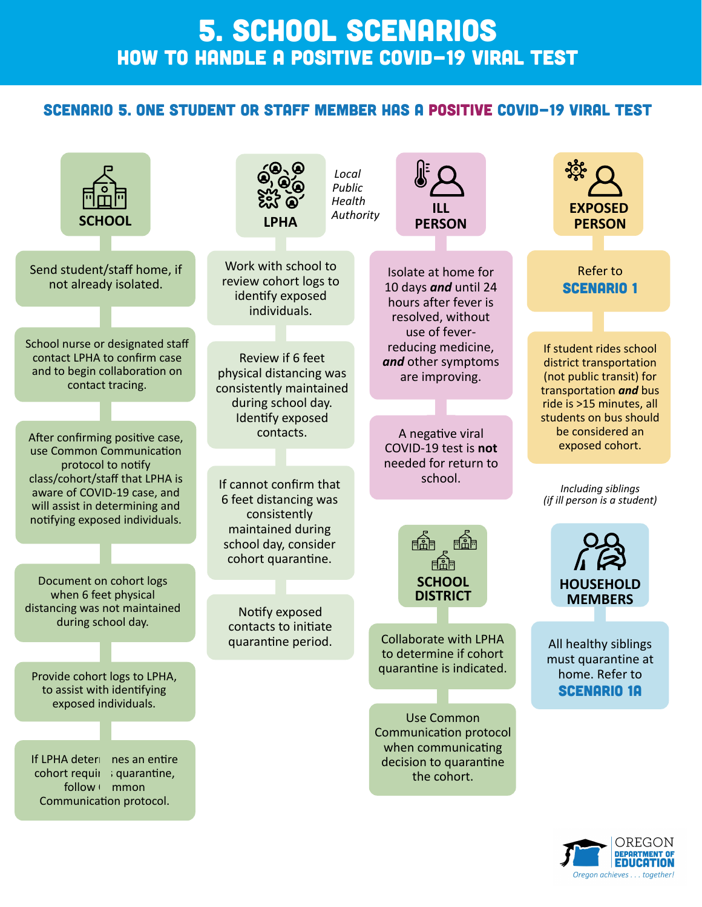# 5. SCHOOL SCENARIOS

## HOW TO HANDLE A POSITIVE COVID-19 VIRAL TEST

### SCENARIO 5. ONE STUDENT OR STAFF MEMBER HAS A POSITIVE COVID-19 VIRAL TEST

#### SCHOOL

- Send student/staff home, if not already isolated.
- School nurse or designated staff contact LPHA to confirm case and to begin collaboration on contact tracing.
- After confirming positive case, use Common Communication protocol to notify class/cohort/staff that LPHA is aware of COVID-19 case, and will assist in determining and notifying exposed individuals.
- Document on cohort logs when 6 feet physical distancing was not maintained during school day.
- Provide cohort logs to LPHA, to assist with identifying exposed individuals.
- If LPHA determines an entire cohort requires quarantine, follow Common Communication protocol.

#### LPHA

*Local Public Health Authority*

- Work with school to review cohort logs to identify exposed individuals.
- Review if 6 feet physical distancing was consistently maintained during school day. Identify exposed contacts.
- If cannot confirm that 6 feet distancing was consistently maintained during school day, consider cohort quarantine.
- Notify exposed contacts to initiate quarantine period.

#### ILL PERSON

- Isolate at home for 10 days ***and*** until 24 hours after fever is resolved, without use of fever-reducing medicine, ***and*** other symptoms are improving.
- A negative viral COVID-19 test is **not** needed for return to school.

#### SCHOOL DISTRICT

- Collaborate with LPHA to determine if cohort quarantine is indicated.
- Use Common Communication protocol when communicating decision to quarantine the cohort.

#### EXPOSED PERSON

- Refer to **SCENARIO 1**
- If student rides school district transportation (not public transit) for transportation ***and*** bus ride is >15 minutes, all students on bus should be considered an exposed cohort.

*Including siblings (if ill person is a student)*

#### HOUSEHOLD MEMBERS

- All healthy siblings must quarantine at home. Refer to **SCENARIO 1A**

OREGON DEPARTMENT OF EDUCATION

*Oregon achieves . . . together!*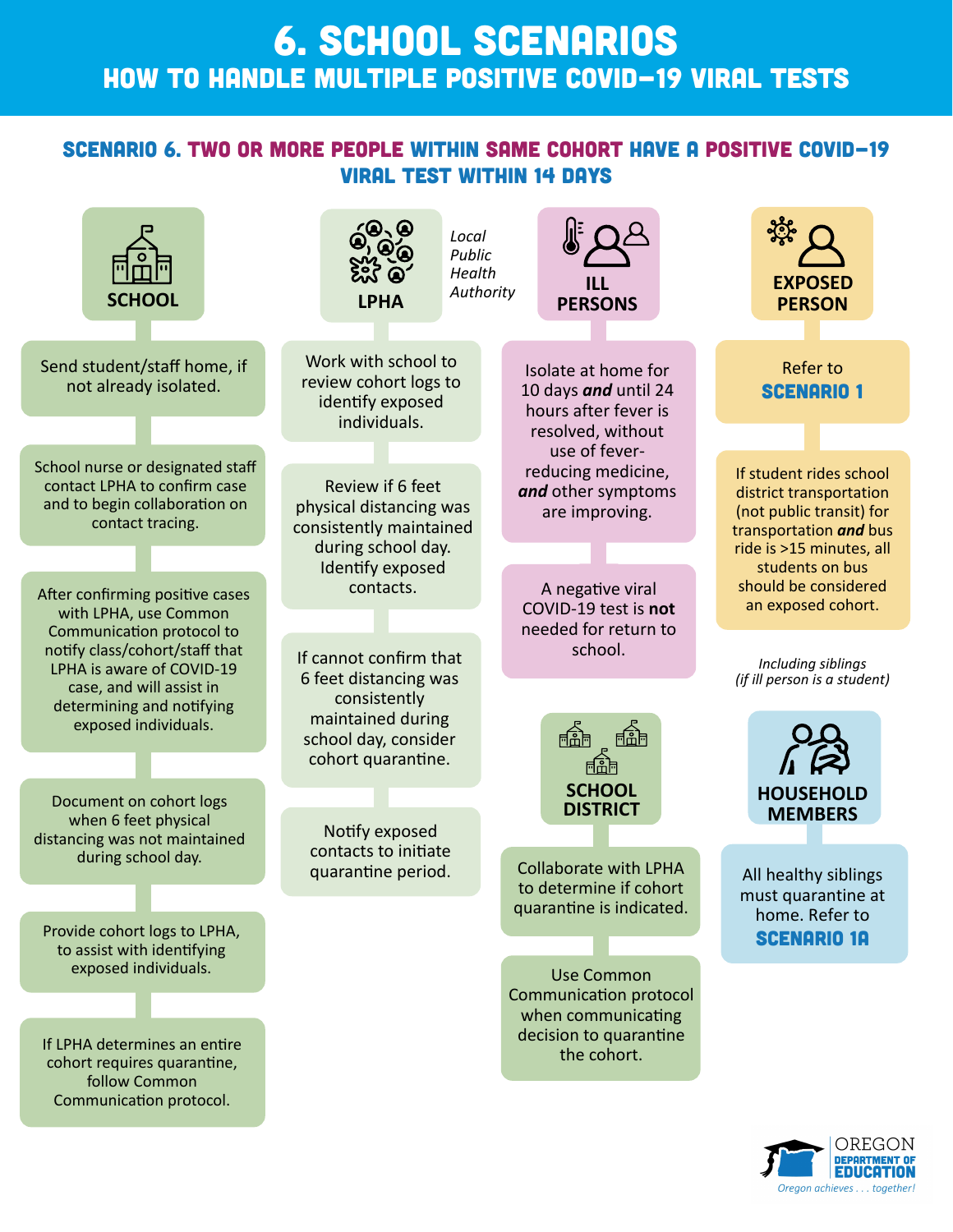# 6. SCHOOL SCENARIOS

## HOW TO HANDLE MULTIPLE POSITIVE COVID-19 VIRAL TESTS

### SCENARIO 6. TWO OR MORE PEOPLE WITHIN SAME COHORT HAVE A POSITIVE COVID-19 VIRAL TEST WITHIN 14 DAYS

#### SCHOOL

- Send student/staff home, if not already isolated.
- School nurse or designated staff contact LPHA to confirm case and to begin collaboration on contact tracing.
- After confirming positive cases with LPHA, use Common Communication protocol to notify class/cohort/staff that LPHA is aware of COVID-19 case, and will assist in determining and notifying exposed individuals.
- Document on cohort logs when 6 feet physical distancing was not maintained during school day.
- Provide cohort logs to LPHA, to assist with identifying exposed individuals.
- If LPHA determines an entire cohort requires quarantine, follow Common Communication protocol.

#### LPHA

*Local Public Health Authority*

- Work with school to review cohort logs to identify exposed individuals.
- Review if 6 feet physical distancing was consistently maintained during school day. Identify exposed contacts.
- If cannot confirm that 6 feet distancing was consistently maintained during school day, consider cohort quarantine.
- Notify exposed contacts to initiate quarantine period.

#### ILL PERSONS

- Isolate at home for 10 days ***and*** until 24 hours after fever is resolved, without use of fever-reducing medicine, ***and*** other symptoms are improving.
- A negative viral COVID-19 test is **not** needed for return to school.

#### SCHOOL DISTRICT

- Collaborate with LPHA to determine if cohort quarantine is indicated.
- Use Common Communication protocol when communicating decision to quarantine the cohort.

#### EXPOSED PERSON

- Refer to **SCENARIO 1**
- If student rides school district transportation (not public transit) for transportation ***and*** bus ride is >15 minutes, all students on bus should be considered an exposed cohort.

*Including siblings (if ill person is a student)*

#### HOUSEHOLD MEMBERS

- All healthy siblings must quarantine at home. Refer to **SCENARIO 1A**

OREGON DEPARTMENT OF EDUCATION
*Oregon achieves . . . together!*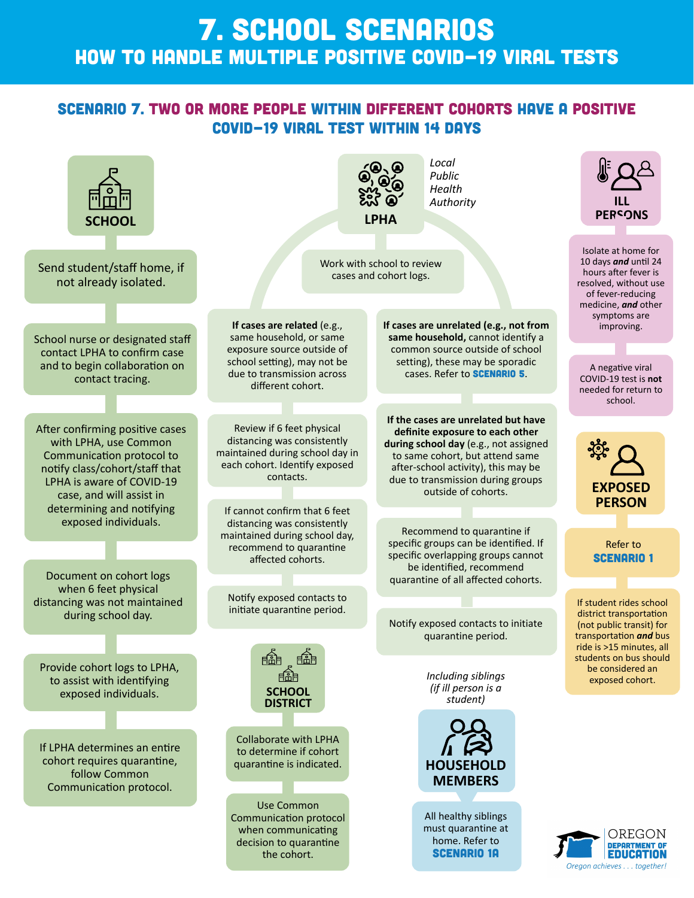# 7. SCHOOL SCENARIOS

## HOW TO HANDLE MULTIPLE POSITIVE COVID-19 VIRAL TESTS

### SCENARIO 7. TWO OR MORE PEOPLE WITHIN DIFFERENT COHORTS HAVE A POSITIVE COVID-19 VIRAL TEST WITHIN 14 DAYS

#### SCHOOL

- Send student/staff home, if not already isolated.
- School nurse or designated staff contact LPHA to confirm case and to begin collaboration on contact tracing.
- After confirming positive cases with LPHA, use Common Communication protocol to notify class/cohort/staff that LPHA is aware of COVID-19 case, and will assist in determining and notifying exposed individuals.
- Document on cohort logs when 6 feet physical distancing was not maintained during school day.
- Provide cohort logs to LPHA, to assist with identifying exposed individuals.
- If LPHA determines an entire cohort requires quarantine, follow Common Communication protocol.

#### LPHA

*Local Public Health Authority*

Work with school to review cases and cohort logs.

**If cases are related** (e.g., same household, or same exposure source outside of school setting), may not be due to transmission across different cohort.

- Review if 6 feet physical distancing was consistently maintained during school day in each cohort. Identify exposed contacts.
- If cannot confirm that 6 feet distancing was consistently maintained during school day, recommend to quarantine affected cohorts.
- Notify exposed contacts to initiate quarantine period.

**If cases are unrelated (e.g., not from same household,** cannot identify a common source outside of school setting), these may be sporadic cases. Refer to **SCENARIO 5**.

**If the cases are unrelated but have definite exposure to each other during school day** (e.g., not assigned to same cohort, but attend same after-school activity), this may be due to transmission during groups outside of cohorts.

- Recommend to quarantine if specific groups can be identified. If specific overlapping groups cannot be identified, recommend quarantine of all affected cohorts.
- Notify exposed contacts to initiate quarantine period.

#### SCHOOL DISTRICT

- Collaborate with LPHA to determine if cohort quarantine is indicated.
- Use Common Communication protocol when communicating decision to quarantine the cohort.

#### HOUSEHOLD MEMBERS

*Including siblings (if ill person is a student)*

All healthy siblings must quarantine at home. Refer to **SCENARIO 1A**

#### ILL PERSONS

- Isolate at home for 10 days ***and*** until 24 hours after fever is resolved, without use of fever-reducing medicine, ***and*** other symptoms are improving.
- A negative viral COVID-19 test is **not** needed for return to school.

#### EXPOSED PERSON

- Refer to **SCENARIO 1**
- If student rides school district transportation (not public transit) for transportation ***and*** bus ride is >15 minutes, all students on bus should be considered an exposed cohort.

OREGON DEPARTMENT OF EDUCATION

*Oregon achieves . . . together!*